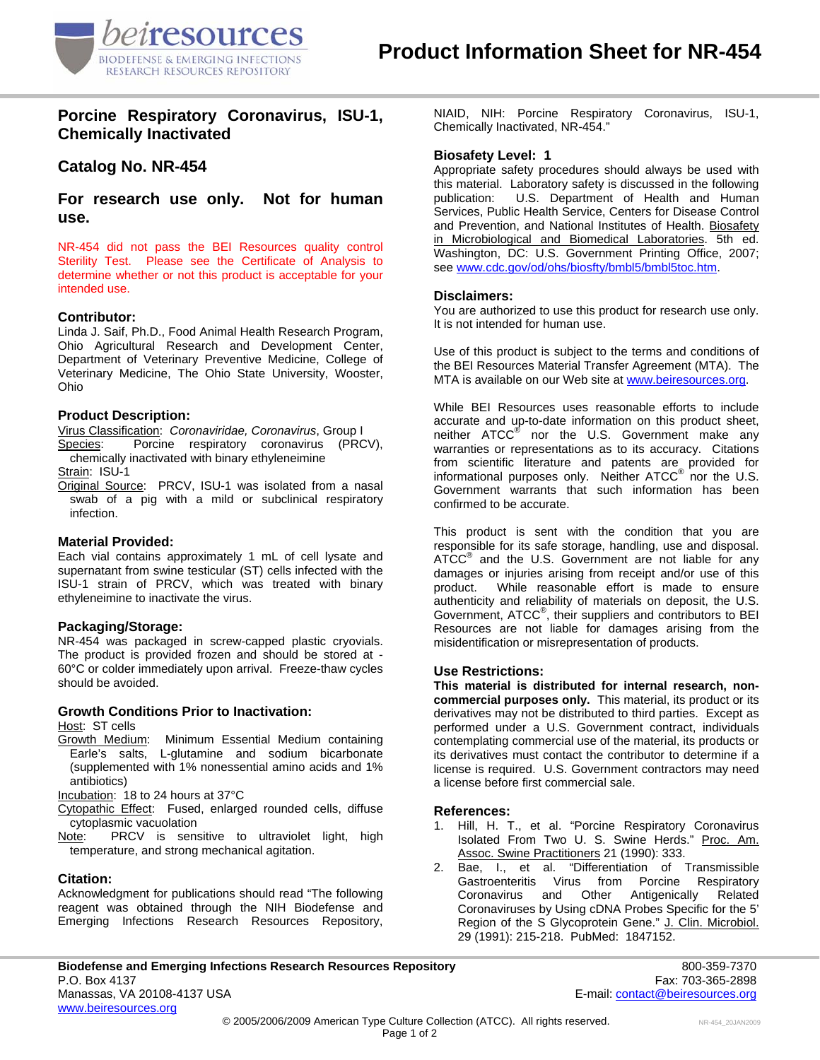# Product Information Sheet for NR-454

## Porcine Respiratory Coronavirus, ISU-1, Chemically Inactivated

## Catalog No. NR-454

## For research use only. Not for human use.

NR-454 did not pass the BEI Resources quality control Sterility Test. Please see the Certificate of Analysis to determine whether or not this product is acceptable for your intended use.

### Contributor:

Linda J. Saif, Ph.D., Food Animal Health Research Program, Ohio Agricultural Research and Development Center, Department of Veterinary Preventive Medicine, College of Veterinary Medicine, The Ohio State University, Wooster, Ohio

### Product Description:

Virus Classification: *Coronaviridae, Coronavirus*, Group I
Species: Porcine respiratory coronavirus (PRCV), chemically inactivated with binary ethyleneimine
Strain: ISU-1
Original Source: PRCV, ISU-1 was isolated from a nasal swab of a pig with a mild or subclinical respiratory infection.

### Material Provided:

Each vial contains approximately 1 mL of cell lysate and supernatant from swine testicular (ST) cells infected with the ISU-1 strain of PRCV, which was treated with binary ethyleneimine to inactivate the virus.

### Packaging/Storage:

NR-454 was packaged in screw-capped plastic cryovials. The product is provided frozen and should be stored at -60°C or colder immediately upon arrival. Freeze-thaw cycles should be avoided.

### Growth Conditions Prior to Inactivation:

Host: ST cells
Growth Medium: Minimum Essential Medium containing Earle's salts, L-glutamine and sodium bicarbonate (supplemented with 1% nonessential amino acids and 1% antibiotics)
Incubation: 18 to 24 hours at 37°C
Cytopathic Effect: Fused, enlarged rounded cells, diffuse cytoplasmic vacuolation
Note: PRCV is sensitive to ultraviolet light, high temperature, and strong mechanical agitation.

### Citation:

Acknowledgment for publications should read "The following reagent was obtained through the NIH Biodefense and Emerging Infections Research Resources Repository, NIAID, NIH: Porcine Respiratory Coronavirus, ISU-1, Chemically Inactivated, NR-454."

### Biosafety Level: 1

Appropriate safety procedures should always be used with this material. Laboratory safety is discussed in the following publication: U.S. Department of Health and Human Services, Public Health Service, Centers for Disease Control and Prevention, and National Institutes of Health. Biosafety in Microbiological and Biomedical Laboratories. 5th ed. Washington, DC: U.S. Government Printing Office, 2007; see www.cdc.gov/od/ohs/biosfty/bmbl5/bmbl5toc.htm.

### Disclaimers:

You are authorized to use this product for research use only. It is not intended for human use.

Use of this product is subject to the terms and conditions of the BEI Resources Material Transfer Agreement (MTA). The MTA is available on our Web site at www.beiresources.org.

While BEI Resources uses reasonable efforts to include accurate and up-to-date information on this product sheet, neither ATCC® nor the U.S. Government make any warranties or representations as to its accuracy. Citations from scientific literature and patents are provided for informational purposes only. Neither ATCC® nor the U.S. Government warrants that such information has been confirmed to be accurate.

This product is sent with the condition that you are responsible for its safe storage, handling, use and disposal. ATCC® and the U.S. Government are not liable for any damages or injuries arising from receipt and/or use of this product. While reasonable effort is made to ensure authenticity and reliability of materials on deposit, the U.S. Government, ATCC®, their suppliers and contributors to BEI Resources are not liable for damages arising from the misidentification or misrepresentation of products.

### Use Restrictions:

**This material is distributed for internal research, non-commercial purposes only.** This material, its product or its derivatives may not be distributed to third parties. Except as performed under a U.S. Government contract, individuals contemplating commercial use of the material, its products or its derivatives must contact the contributor to determine if a license is required. U.S. Government contractors may need a license before first commercial sale.

### References:

1. Hill, H. T., et al. "Porcine Respiratory Coronavirus Isolated From Two U. S. Swine Herds." Proc. Am. Assoc. Swine Practitioners 21 (1990): 333.
2. Bae, I., et al. "Differentiation of Transmissible Gastroenteritis Virus from Porcine Respiratory Coronavirus and Other Antigenically Related Coronaviruses by Using cDNA Probes Specific for the 5' Region of the S Glycoprotein Gene." J. Clin. Microbiol. 29 (1991): 215-218. PubMed: 1847152.

**Biodefense and Emerging Infections Research Resources Repository**
P.O. Box 4137
Manassas, VA 20108-4137 USA
www.beiresources.org
800-359-7370
Fax: 703-365-2898
E-mail: contact@beiresources.org

© 2005/2006/2009 American Type Culture Collection (ATCC). All rights reserved.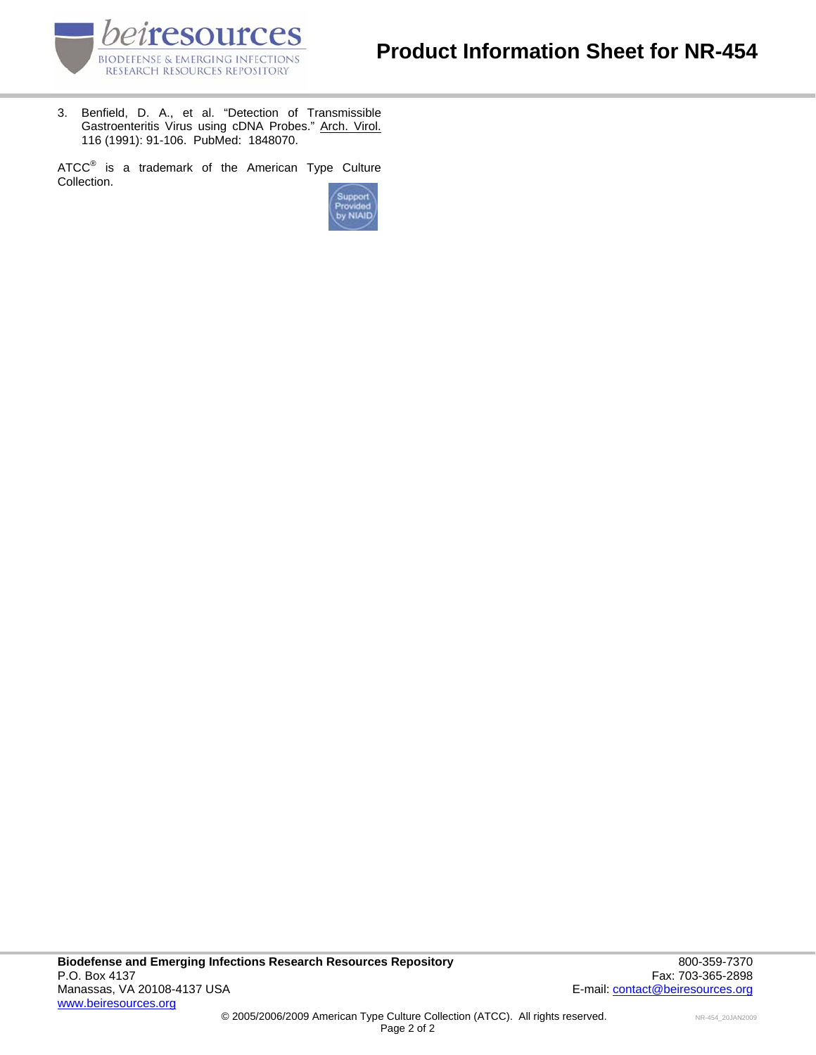3. Benfield, D. A., et al. "Detection of Transmissible Gastroenteritis Virus using cDNA Probes." Arch. Virol. 116 (1991): 91-106. PubMed: 1848070.

ATCC® is a trademark of the American Type Culture Collection.

**Biodefense and Emerging Infections Research Resources Repository**
P.O. Box 4137
Manassas, VA 20108-4137 USA
www.beiresources.org

800-359-7370
Fax: 703-365-2898
E-mail: contact@beiresources.org

© 2005/2006/2009 American Type Culture Collection (ATCC). All rights reserved.

NR-454_20JAN2009